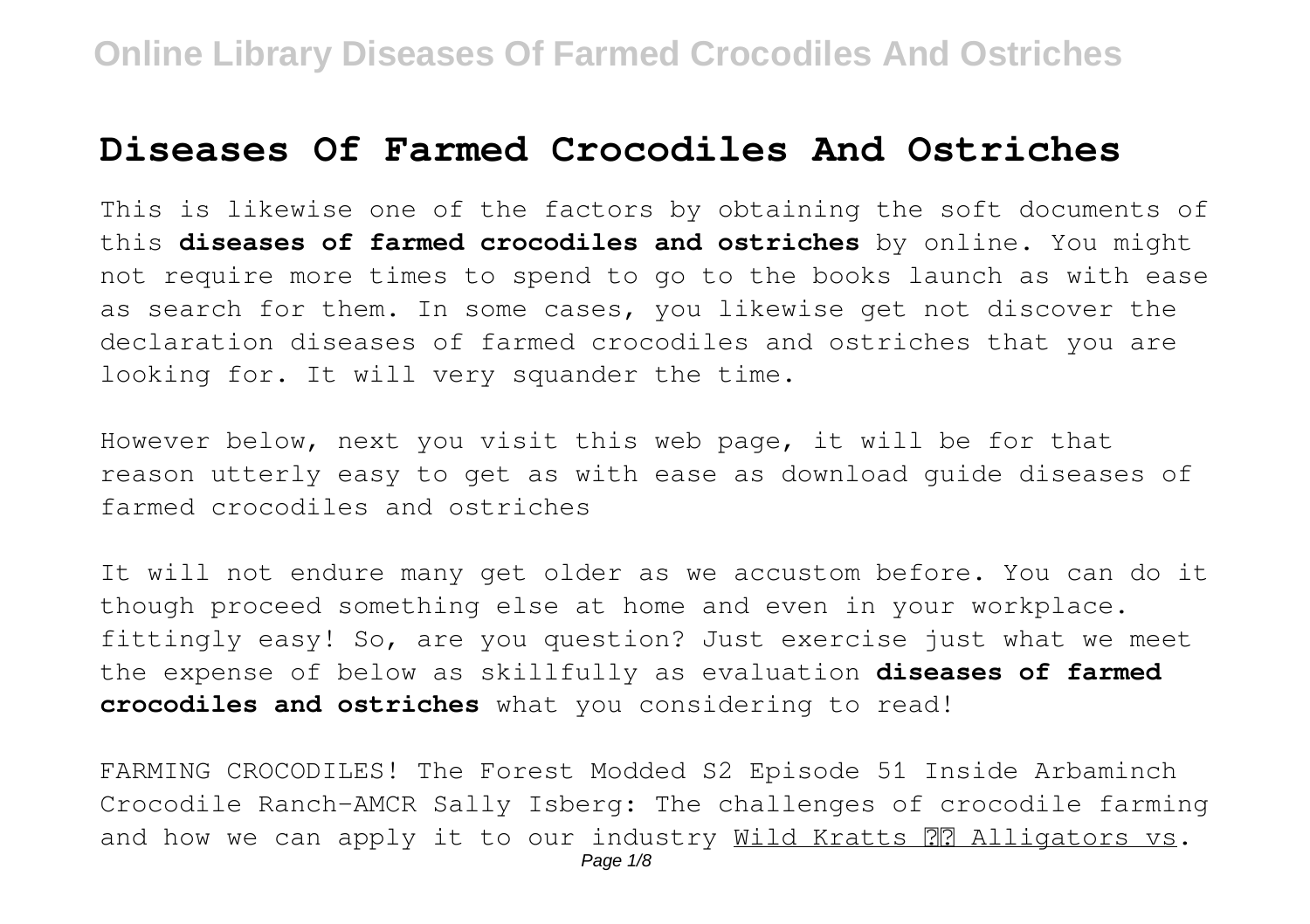# Diseases Of Farmed Crocodiles And Ostriches

This is likewise one of the factors by obtaining the soft documents of this **diseases of farmed crocodiles and ostriches** by online. You might not require more times to spend to go to the books launch as with ease as search for them. In some cases, you likewise get not discover the declaration diseases of farmed crocodiles and ostriches that you are looking for. It will very squander the time.

However below, next you visit this web page, it will be for that reason utterly easy to get as with ease as download guide diseases of farmed crocodiles and ostriches

It will not endure many get older as we accustom before. You can do it though proceed something else at home and even in your workplace. fittingly easy! So, are you question? Just exercise just what we meet the expense of below as skillfully as evaluation **diseases of farmed crocodiles and ostriches** what you considering to read!

FARMING CROCODILES! The Forest Modded S2 Episode 51 Inside Arbaminch Crocodile Ranch-AMCR Sally Isberg: The challenges of crocodile farming and how we can apply it to our industry Wild Kratts ?? Alligators vs.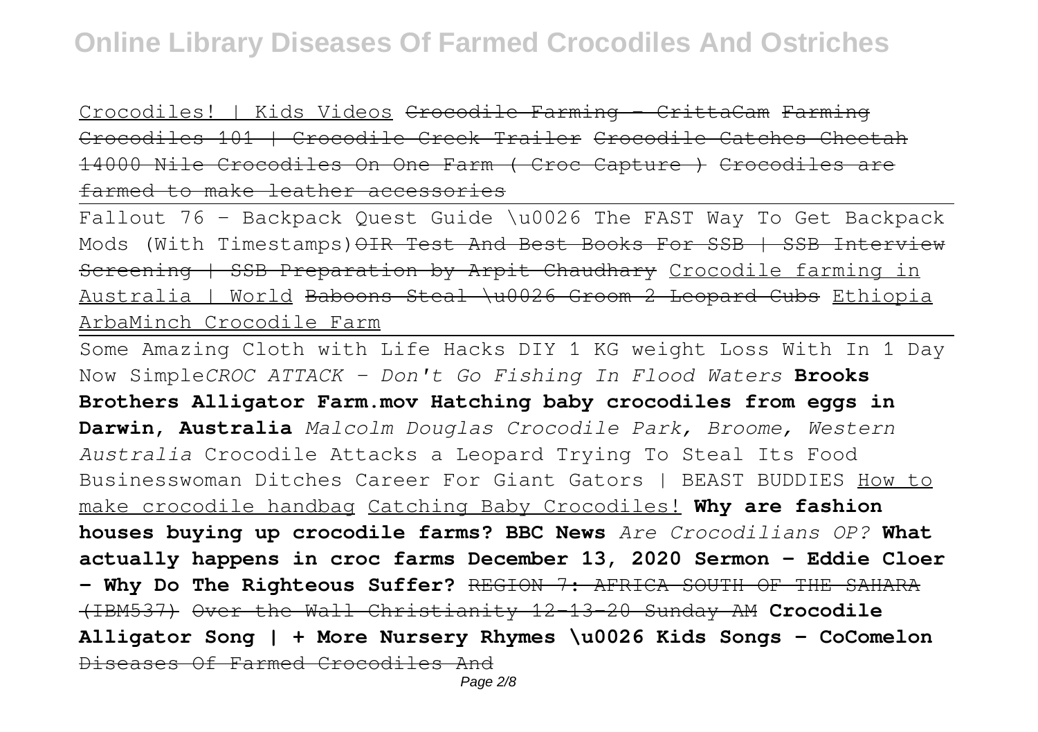Crocodiles! | Kids Videos ~~Crocodile Farming - CrittaCam~~ ~~Farming Crocodiles 101 | Crocodile Creek Trailer~~ ~~Crocodile Catches Cheetah~~ ~~14000 Nile Crocodiles On One Farm ( Croc Capture )~~ ~~Crocodiles are farmed to make leather accessories~~

Fallout 76 - Backpack Quest Guide \u0026 The FAST Way To Get Backpack Mods (With Timestamps) ~~OIR Test And Best Books For SSB | SSB Interview Screening | SSB Preparation by Arpit Chaudhary~~ Crocodile farming in Australia | World ~~Baboons Steal \u0026 Groom 2 Leopard Cubs~~ Ethiopia ArbaMinch Crocodile Farm

Some Amazing Cloth with Life Hacks DIY 1 KG weight Loss With In 1 Day Now Simple*CROC ATTACK - Don't Go Fishing In Flood Waters* **Brooks Brothers Alligator Farm.mov Hatching baby crocodiles from eggs in Darwin, Australia** *Malcolm Douglas Crocodile Park, Broome, Western Australia* Crocodile Attacks a Leopard Trying To Steal Its Food Businesswoman Ditches Career For Giant Gators | BEAST BUDDIES How to make crocodile handbag Catching Baby Crocodiles! **Why are fashion houses buying up crocodile farms? BBC News** *Are Crocodilians OP?* **What actually happens in croc farms December 13, 2020 Sermon - Eddie Cloer - Why Do The Righteous Suffer?** ~~REGION 7: AFRICA SOUTH OF THE SAHARA (IBM537)~~ ~~Over the Wall Christianity 12-13-20 Sunday AM~~ **Crocodile Alligator Song | + More Nursery Rhymes \u0026 Kids Songs - CoComelon** ~~Diseases Of Farmed Crocodiles And~~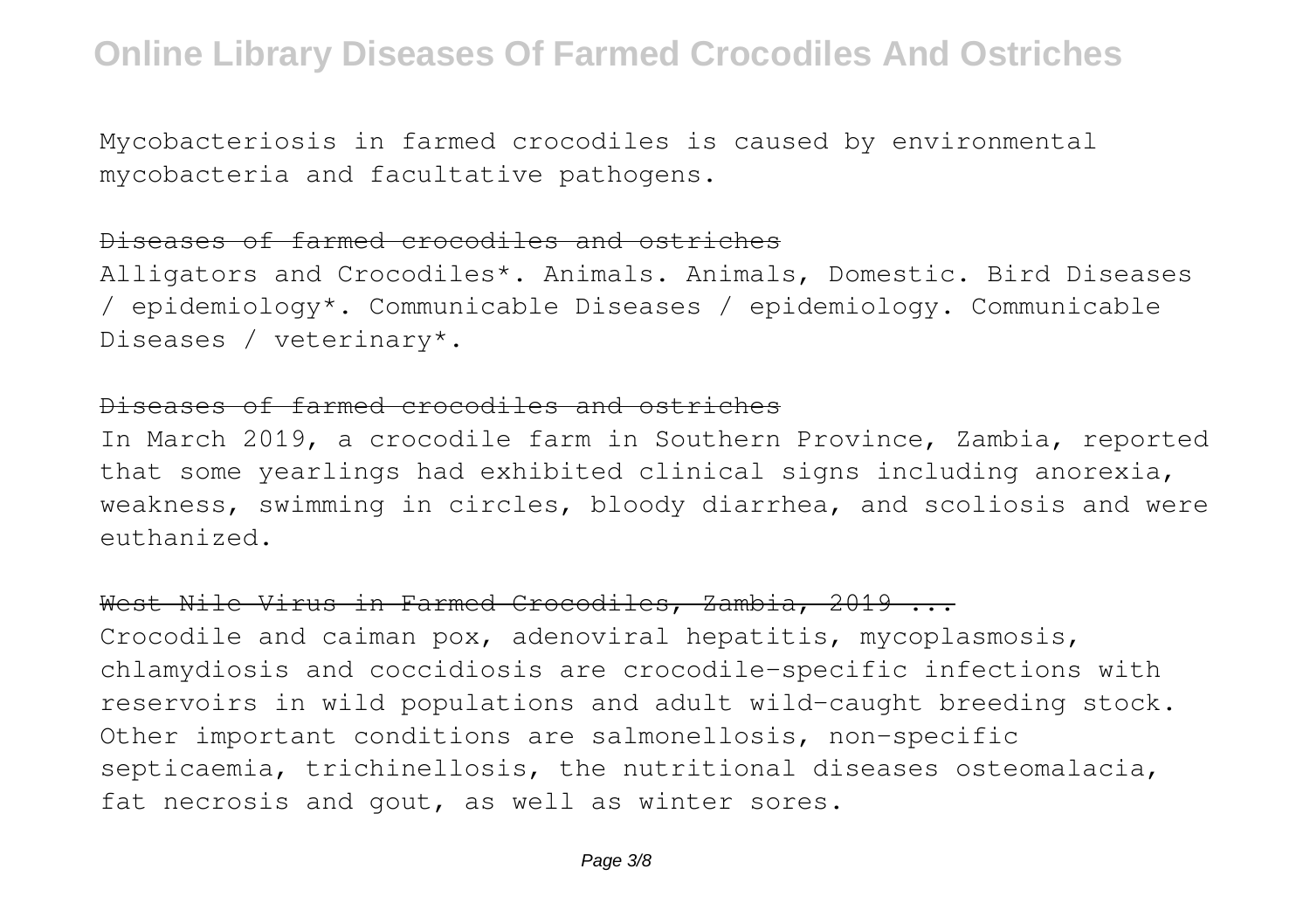Mycobacteriosis in farmed crocodiles is caused by environmental mycobacteria and facultative pathogens.

## ~~Diseases of farmed crocodiles and ostriches~~

Alligators and Crocodiles*. Animals. Animals, Domestic. Bird Diseases / epidemiology*. Communicable Diseases / epidemiology. Communicable Diseases / veterinary*.

## ~~Diseases of farmed crocodiles and ostriches~~

In March 2019, a crocodile farm in Southern Province, Zambia, reported that some yearlings had exhibited clinical signs including anorexia, weakness, swimming in circles, bloody diarrhea, and scoliosis and were euthanized.

## ~~West Nile Virus in Farmed Crocodiles, Zambia, 2019 ...~~

Crocodile and caiman pox, adenoviral hepatitis, mycoplasmosis, chlamydiosis and coccidiosis are crocodile-specific infections with reservoirs in wild populations and adult wild-caught breeding stock. Other important conditions are salmonellosis, non-specific septicaemia, trichinellosis, the nutritional diseases osteomalacia, fat necrosis and gout, as well as winter sores.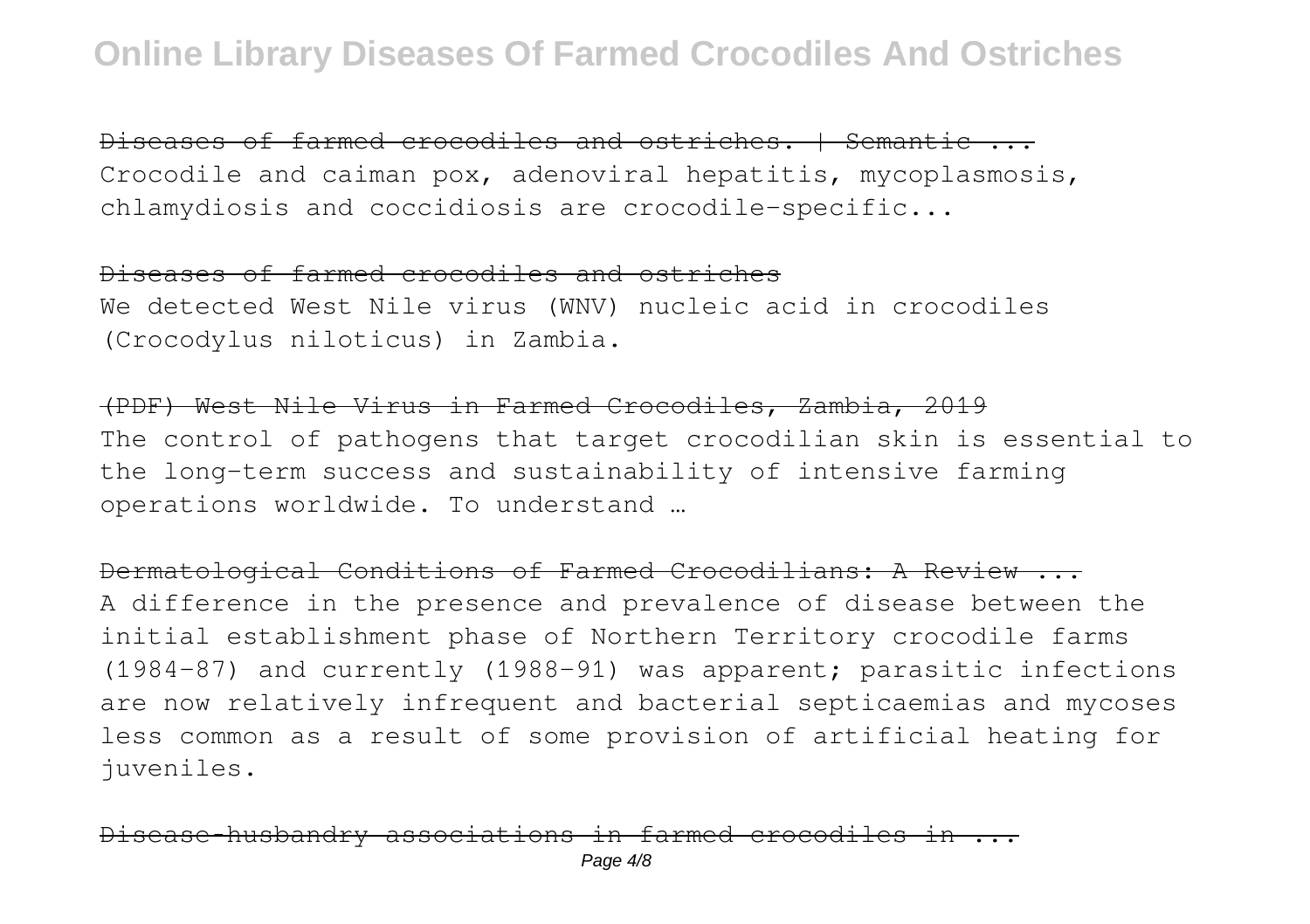~~Diseases of farmed crocodiles and ostriches. | Semantic ...~~

Crocodile and caiman pox, adenoviral hepatitis, mycoplasmosis, chlamydiosis and coccidiosis are crocodile-specific...

~~Diseases of farmed crocodiles and ostriches~~

We detected West Nile virus (WNV) nucleic acid in crocodiles (Crocodylus niloticus) in Zambia.

~~(PDF) West Nile Virus in Farmed Crocodiles, Zambia, 2019~~

The control of pathogens that target crocodilian skin is essential to the long-term success and sustainability of intensive farming operations worldwide. To understand …

~~Dermatological Conditions of Farmed Crocodilians: A Review ...~~

A difference in the presence and prevalence of disease between the initial establishment phase of Northern Territory crocodile farms (1984-87) and currently (1988-91) was apparent; parasitic infections are now relatively infrequent and bacterial septicaemias and mycoses less common as a result of some provision of artificial heating for juveniles.

~~Disease-husbandry associations in farmed crocodiles in ...~~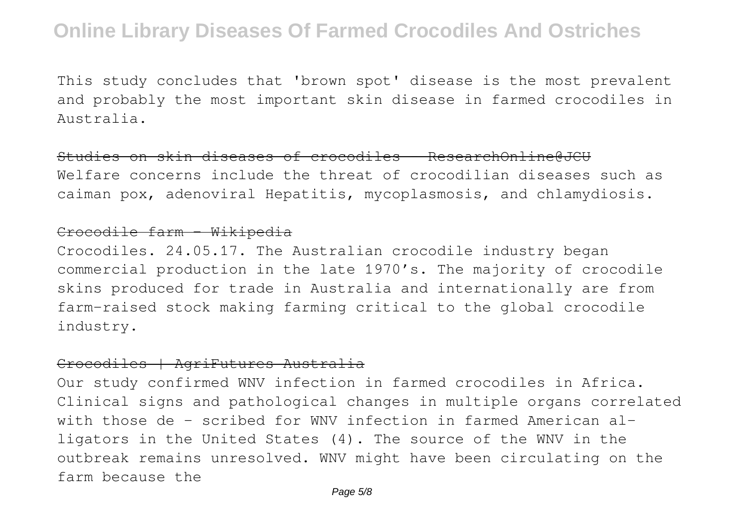This study concludes that 'brown spot' disease is the most prevalent and probably the most important skin disease in farmed crocodiles in Australia.

~~Studies on skin diseases of crocodiles - ResearchOnline@JCU~~

Welfare concerns include the threat of crocodilian diseases such as caiman pox, adenoviral Hepatitis, mycoplasmosis, and chlamydiosis.

~~Crocodile farm - Wikipedia~~

Crocodiles. 24.05.17. The Australian crocodile industry began commercial production in the late 1970's. The majority of crocodile skins produced for trade in Australia and internationally are from farm-raised stock making farming critical to the global crocodile industry.

~~Crocodiles | AgriFutures Australia~~

Our study confirmed WNV infection in farmed crocodiles in Africa. Clinical signs and pathological changes in multiple organs correlated with those de - scribed for WNV infection in farmed American al-ligators in the United States (4). The source of the WNV in the outbreak remains unresolved. WNV might have been circulating on the farm because the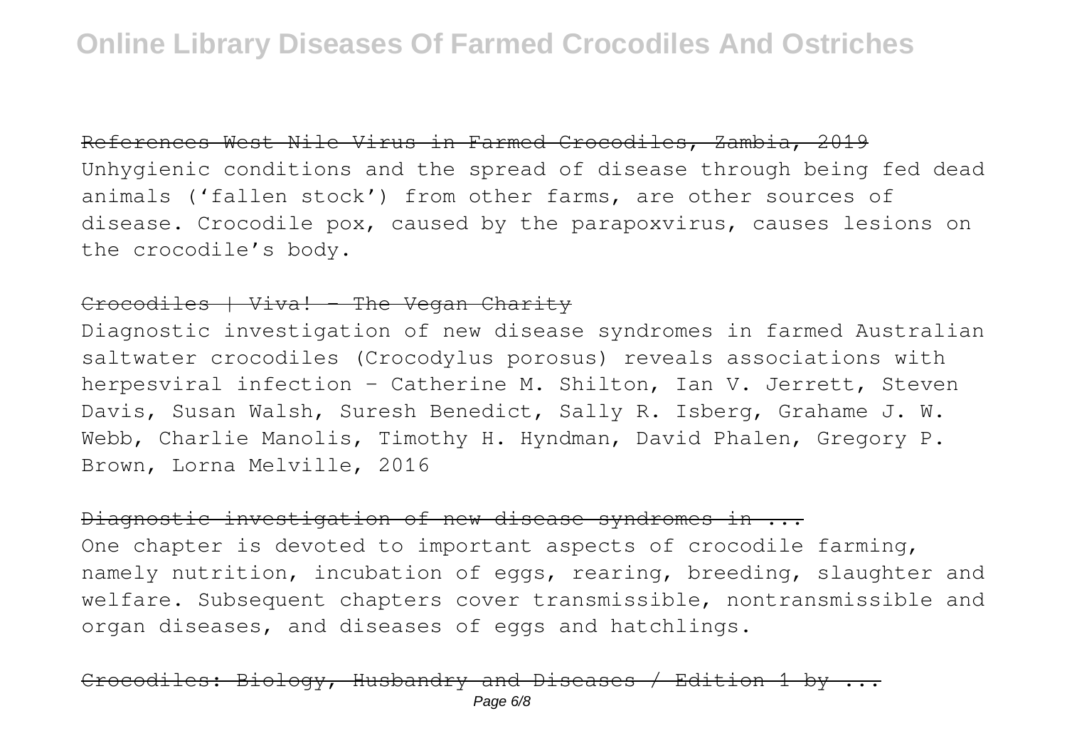~~References West Nile Virus in Farmed Crocodiles, Zambia, 2019~~

Unhygienic conditions and the spread of disease through being fed dead animals ('fallen stock') from other farms, are other sources of disease. Crocodile pox, caused by the parapoxvirus, causes lesions on the crocodile's body.

~~Crocodiles | Viva! - The Vegan Charity~~

Diagnostic investigation of new disease syndromes in farmed Australian saltwater crocodiles (Crocodylus porosus) reveals associations with herpesviral infection - Catherine M. Shilton, Ian V. Jerrett, Steven Davis, Susan Walsh, Suresh Benedict, Sally R. Isberg, Grahame J. W. Webb, Charlie Manolis, Timothy H. Hyndman, David Phalen, Gregory P. Brown, Lorna Melville, 2016

~~Diagnostic investigation of new disease syndromes in ...~~

One chapter is devoted to important aspects of crocodile farming, namely nutrition, incubation of eggs, rearing, breeding, slaughter and welfare. Subsequent chapters cover transmissible, nontransmissible and organ diseases, and diseases of eggs and hatchlings.

~~Crocodiles: Biology, Husbandry and Diseases / Edition 1 by ...~~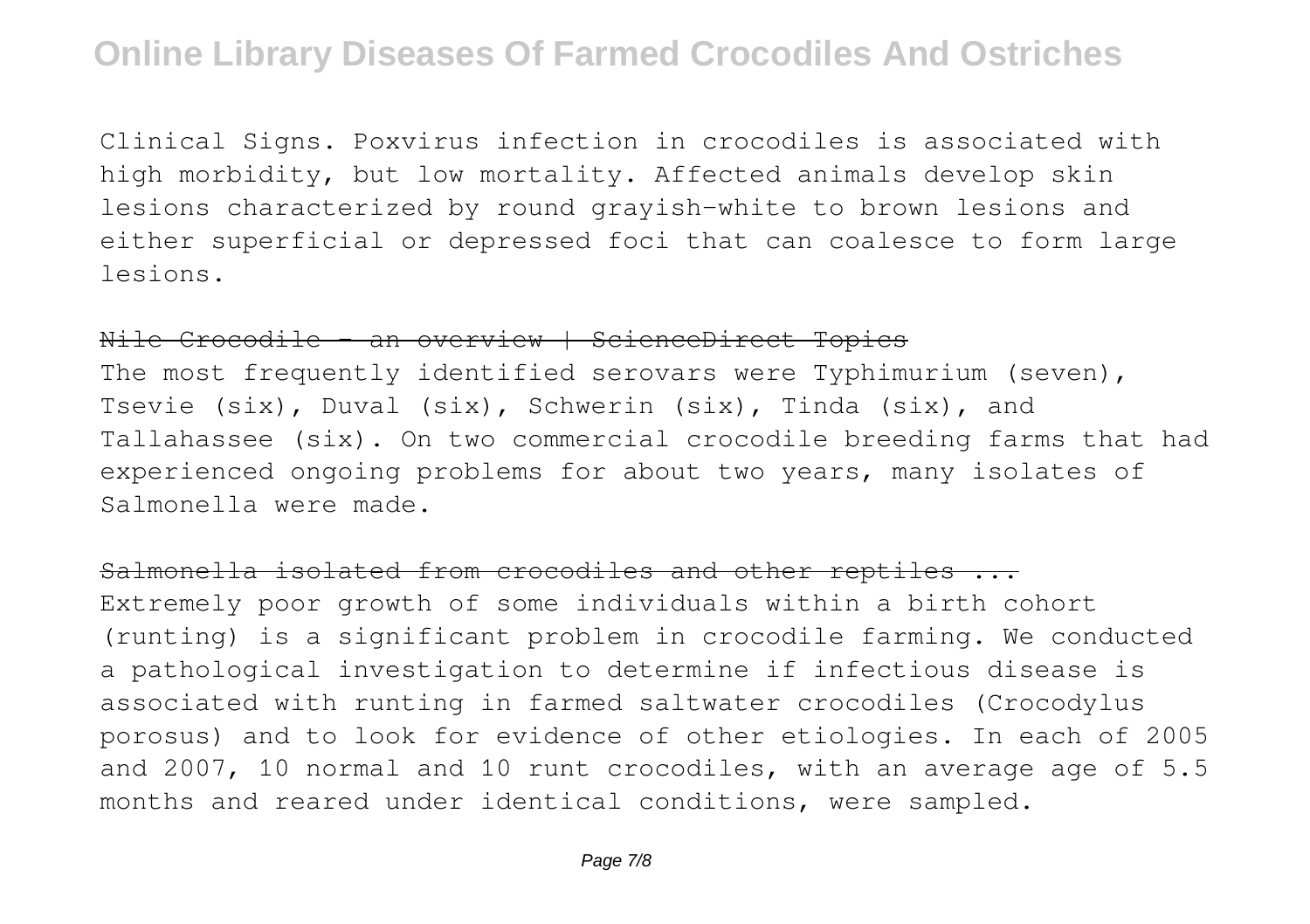Clinical Signs. Poxvirus infection in crocodiles is associated with high morbidity, but low mortality. Affected animals develop skin lesions characterized by round grayish-white to brown lesions and either superficial or depressed foci that can coalesce to form large lesions.

~~Nile Crocodile - an overview | ScienceDirect Topics~~

The most frequently identified serovars were Typhimurium (seven), Tsevie (six), Duval (six), Schwerin (six), Tinda (six), and Tallahassee (six). On two commercial crocodile breeding farms that had experienced ongoing problems for about two years, many isolates of Salmonella were made.

~~Salmonella isolated from crocodiles and other reptiles ...~~

Extremely poor growth of some individuals within a birth cohort (runting) is a significant problem in crocodile farming. We conducted a pathological investigation to determine if infectious disease is associated with runting in farmed saltwater crocodiles (Crocodylus porosus) and to look for evidence of other etiologies. In each of 2005 and 2007, 10 normal and 10 runt crocodiles, with an average age of 5.5 months and reared under identical conditions, were sampled.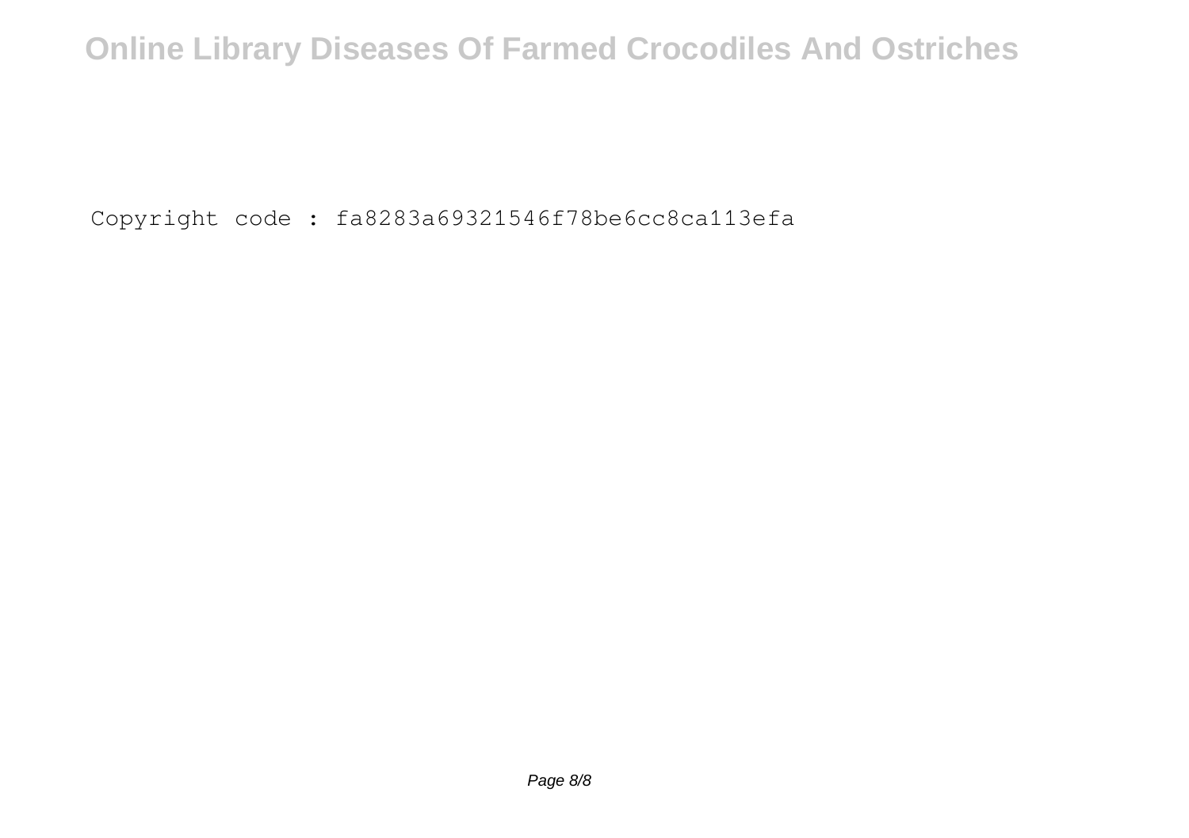Copyright code : fa8283a69321546f78be6cc8ca113efa